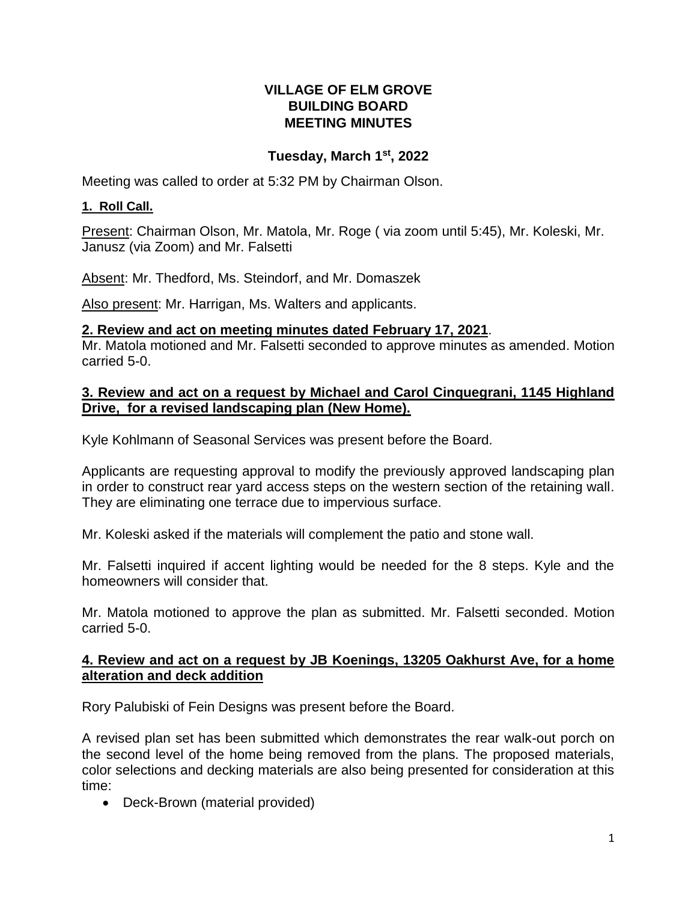**VILLAGE OF ELM GROVE**
**BUILDING BOARD**
**MEETING MINUTES**

**Tuesday, March 1st, 2022**

Meeting was called to order at 5:32 PM by Chairman Olson.

**1. Roll Call.**

Present: Chairman Olson, Mr. Matola, Mr. Roge ( via zoom until 5:45), Mr. Koleski, Mr. Janusz (via Zoom) and Mr. Falsetti

Absent: Mr. Thedford, Ms. Steindorf, and Mr. Domaszek

Also present: Mr. Harrigan, Ms. Walters and applicants.

**2. Review and act on meeting minutes dated February 17, 2021.**

Mr. Matola motioned and Mr. Falsetti seconded to approve minutes as amended. Motion carried 5-0.

**3. Review and act on a request by Michael and Carol Cinquegrani, 1145 Highland Drive, for a revised landscaping plan (New Home).**

Kyle Kohlmann of Seasonal Services was present before the Board.

Applicants are requesting approval to modify the previously approved landscaping plan in order to construct rear yard access steps on the western section of the retaining wall. They are eliminating one terrace due to impervious surface.

Mr. Koleski asked if the materials will complement the patio and stone wall.

Mr. Falsetti inquired if accent lighting would be needed for the 8 steps. Kyle and the homeowners will consider that.

Mr. Matola motioned to approve the plan as submitted. Mr. Falsetti seconded. Motion carried 5-0.

**4. Review and act on a request by JB Koenings, 13205 Oakhurst Ave, for a home alteration and deck addition**

Rory Palubiski of Fein Designs was present before the Board.

A revised plan set has been submitted which demonstrates the rear walk-out porch on the second level of the home being removed from the plans. The proposed materials, color selections and decking materials are also being presented for consideration at this time:

- Deck-Brown (material provided)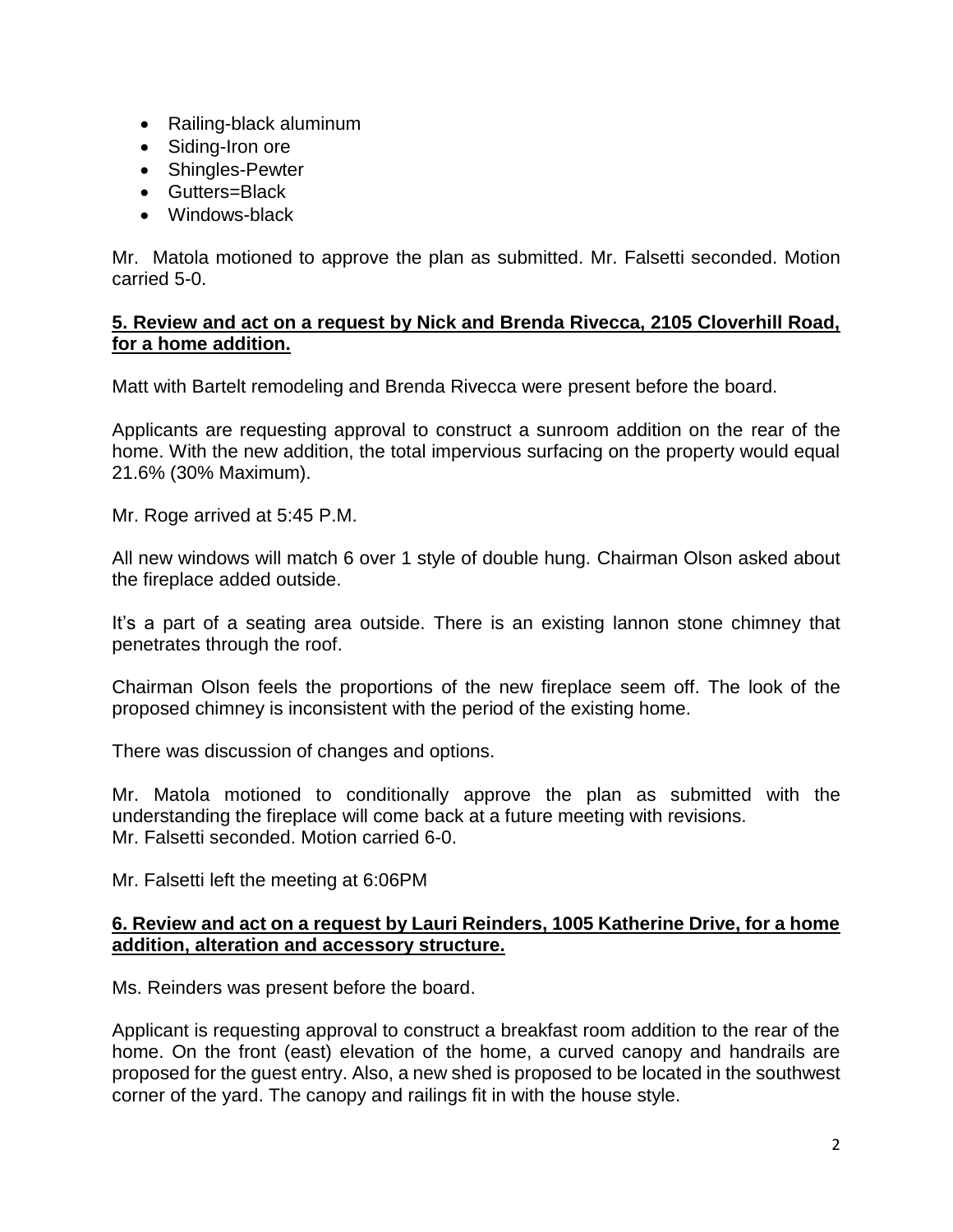- Railing-black aluminum
- Siding-Iron ore
- Shingles-Pewter
- Gutters=Black
- Windows-black

Mr. Matola motioned to approve the plan as submitted. Mr. Falsetti seconded. Motion carried 5-0.

**5. Review and act on a request by Nick and Brenda Rivecca, 2105 Cloverhill Road, for a home addition.**

Matt with Bartelt remodeling and Brenda Rivecca were present before the board.

Applicants are requesting approval to construct a sunroom addition on the rear of the home. With the new addition, the total impervious surfacing on the property would equal 21.6% (30% Maximum).

Mr. Roge arrived at 5:45 P.M.

All new windows will match 6 over 1 style of double hung. Chairman Olson asked about the fireplace added outside.

It's a part of a seating area outside. There is an existing lannon stone chimney that penetrates through the roof.

Chairman Olson feels the proportions of the new fireplace seem off. The look of the proposed chimney is inconsistent with the period of the existing home.

There was discussion of changes and options.

Mr. Matola motioned to conditionally approve the plan as submitted with the understanding the fireplace will come back at a future meeting with revisions.
Mr. Falsetti seconded. Motion carried 6-0.

Mr. Falsetti left the meeting at 6:06PM

**6. Review and act on a request by Lauri Reinders, 1005 Katherine Drive, for a home addition, alteration and accessory structure.**

Ms. Reinders was present before the board.

Applicant is requesting approval to construct a breakfast room addition to the rear of the home. On the front (east) elevation of the home, a curved canopy and handrails are proposed for the guest entry. Also, a new shed is proposed to be located in the southwest corner of the yard. The canopy and railings fit in with the house style.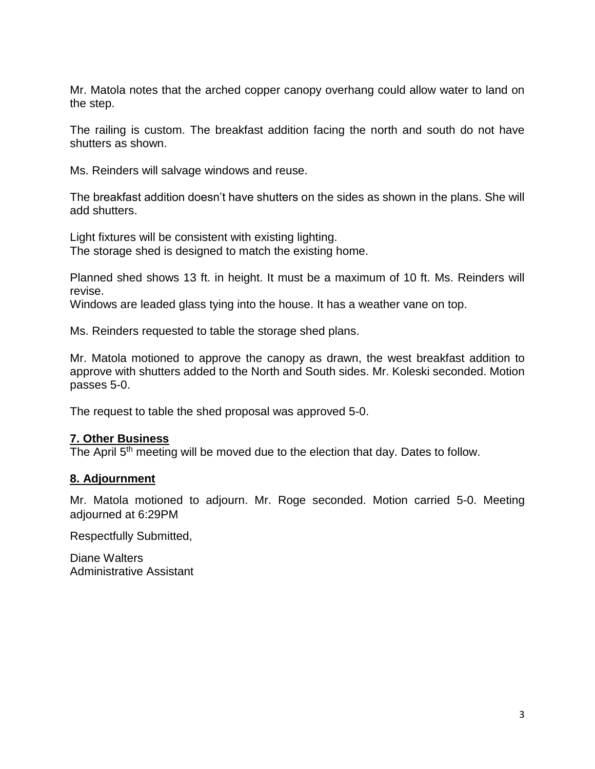Mr. Matola notes that the arched copper canopy overhang could allow water to land on the step.

The railing is custom. The breakfast addition facing the north and south do not have shutters as shown.

Ms. Reinders will salvage windows and reuse.

The breakfast addition doesn't have shutters on the sides as shown in the plans. She will add shutters.

Light fixtures will be consistent with existing lighting.
The storage shed is designed to match the existing home.

Planned shed shows 13 ft. in height. It must be a maximum of 10 ft. Ms. Reinders will revise.
Windows are leaded glass tying into the house. It has a weather vane on top.

Ms. Reinders requested to table the storage shed plans.

Mr. Matola motioned to approve the canopy as drawn, the west breakfast addition to approve with shutters added to the North and South sides. Mr. Koleski seconded. Motion passes 5-0.

The request to table the shed proposal was approved 5-0.

## 7. Other Business

The April 5th meeting will be moved due to the election that day. Dates to follow.

## 8. Adjournment

Mr. Matola motioned to adjourn. Mr. Roge seconded. Motion carried 5-0. Meeting adjourned at 6:29PM

Respectfully Submitted,

Diane Walters
Administrative Assistant